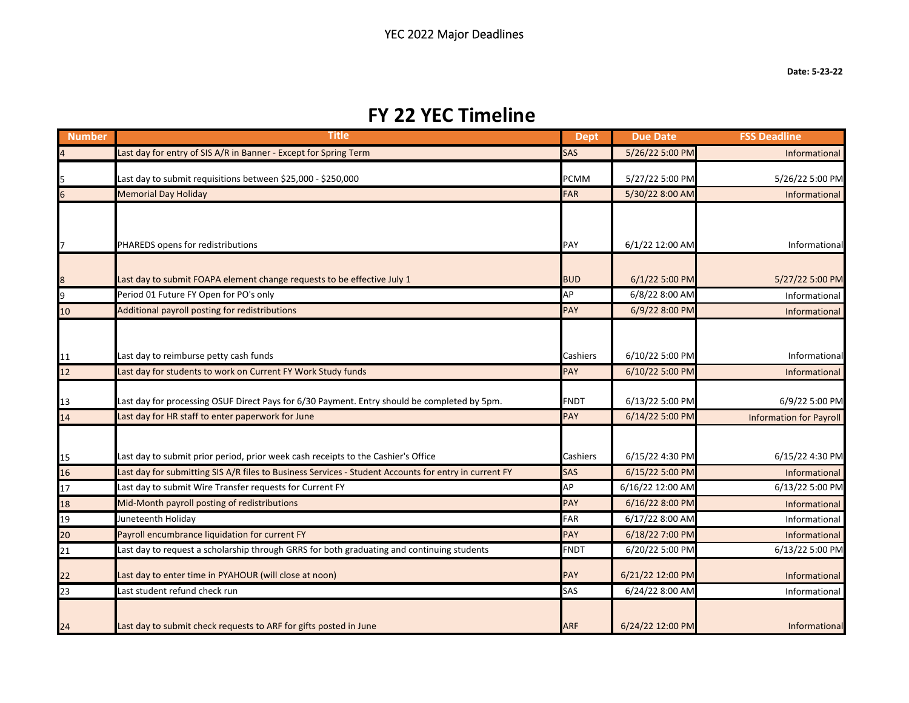YEC 2022 Major Deadlines

**Date: 5-23-22**

# FY 22 YEC Timeline

| Number | Title | Dept | Due Date | FSS Deadline |
|---|---|---|---|---|
| 4 | Last day for entry of SIS A/R in Banner - Except for Spring Term | SAS | 5/26/22 5:00 PM | Informational |
| 5 | Last day to submit requisitions between $25,000 - $250,000 | PCMM | 5/27/22 5:00 PM | 5/26/22 5:00 PM |
| 6 | Memorial Day Holiday | FAR | 5/30/22 8:00 AM | Informational |
| 7 | PHAREDS opens for redistributions | PAY | 6/1/22 12:00 AM | Informational |
| 8 | Last day to submit FOAPA element change requests to be effective July 1 | BUD | 6/1/22 5:00 PM | 5/27/22 5:00 PM |
| 9 | Period 01 Future FY Open for PO's only | AP | 6/8/22 8:00 AM | Informational |
| 10 | Additional payroll posting for redistributions | PAY | 6/9/22 8:00 PM | Informational |
| 11 | Last day to reimburse petty cash funds | Cashiers | 6/10/22 5:00 PM | Informational |
| 12 | Last day for students to work on Current FY Work Study funds | PAY | 6/10/22 5:00 PM | Informational |
| 13 | Last day for processing OSUF Direct Pays for 6/30 Payment. Entry should be completed by 5pm. | FNDT | 6/13/22 5:00 PM | 6/9/22 5:00 PM |
| 14 | Last day for HR staff to enter paperwork for June | PAY | 6/14/22 5:00 PM | Information for Payroll |
| 15 | Last day to submit prior period, prior week cash receipts to the Cashier's Office | Cashiers | 6/15/22 4:30 PM | 6/15/22 4:30 PM |
| 16 | Last day for submitting SIS A/R files to Business Services - Student Accounts for entry in current FY | SAS | 6/15/22 5:00 PM | Informational |
| 17 | Last day to submit Wire Transfer requests for Current FY | AP | 6/16/22 12:00 AM | 6/13/22 5:00 PM |
| 18 | Mid-Month payroll posting of redistributions | PAY | 6/16/22 8:00 PM | Informational |
| 19 | Juneteenth Holiday | FAR | 6/17/22 8:00 AM | Informational |
| 20 | Payroll encumbrance liquidation for current FY | PAY | 6/18/22 7:00 PM | Informational |
| 21 | Last day to request a scholarship through GRRS for both graduating and continuing students | FNDT | 6/20/22 5:00 PM | 6/13/22 5:00 PM |
| 22 | Last day to enter time in PYAHOUR (will close at noon) | PAY | 6/21/22 12:00 PM | Informational |
| 23 | Last student refund check run | SAS | 6/24/22 8:00 AM | Informational |
| 24 | Last day to submit check requests to ARF for gifts posted in June | ARF | 6/24/22 12:00 PM | Informational |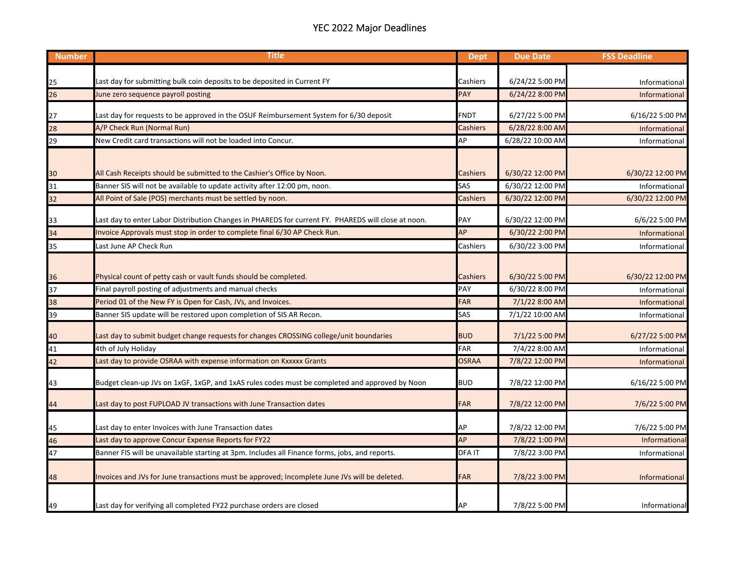# YEC 2022 Major Deadlines

| Number | Title | Dept | Due Date | FSS Deadline |
|---|---|---|---|---|
| 25 | Last day for submitting bulk coin deposits to be deposited in Current FY | Cashiers | 6/24/22 5:00 PM | Informational |
| 26 | June zero sequence payroll posting | PAY | 6/24/22 8:00 PM | Informational |
| 27 | Last day for requests to be approved in the OSUF Reimbursement System for 6/30 deposit | FNDT | 6/27/22 5:00 PM | 6/16/22 5:00 PM |
| 28 | A/P Check Run (Normal Run) | Cashiers | 6/28/22 8:00 AM | Informational |
| 29 | New Credit card transactions will not be loaded into Concur. | AP | 6/28/22 10:00 AM | Informational |
| 30 | All Cash Receipts should be submitted to the Cashier's Office by Noon. | Cashiers | 6/30/22 12:00 PM | 6/30/22 12:00 PM |
| 31 | Banner SIS will not be available to update activity after 12:00 pm, noon. | SAS | 6/30/22 12:00 PM | Informational |
| 32 | All Point of Sale (POS) merchants must be settled by noon. | Cashiers | 6/30/22 12:00 PM | 6/30/22 12:00 PM |
| 33 | Last day to enter Labor Distribution Changes in PHAREDS for current FY. PHAREDS will close at noon. | PAY | 6/30/22 12:00 PM | 6/6/22 5:00 PM |
| 34 | Invoice Approvals must stop in order to complete final 6/30 AP Check Run. | AP | 6/30/22 2:00 PM | Informational |
| 35 | Last June AP Check Run | Cashiers | 6/30/22 3:00 PM | Informational |
| 36 | Physical count of petty cash or vault funds should be completed. | Cashiers | 6/30/22 5:00 PM | 6/30/22 12:00 PM |
| 37 | Final payroll posting of adjustments and manual checks | PAY | 6/30/22 8:00 PM | Informational |
| 38 | Period 01 of the New FY is Open for Cash, JVs, and Invoices. | FAR | 7/1/22 8:00 AM | Informational |
| 39 | Banner SIS update will be restored upon completion of SIS AR Recon. | SAS | 7/1/22 10:00 AM | Informational |
| 40 | Last day to submit budget change requests for changes CROSSING college/unit boundaries | BUD | 7/1/22 5:00 PM | 6/27/22 5:00 PM |
| 41 | 4th of July Holiday | FAR | 7/4/22 8:00 AM | Informational |
| 42 | Last day to provide OSRAA with expense information on Kxxxxx Grants | OSRAA | 7/8/22 12:00 PM | Informational |
| 43 | Budget clean-up JVs on 1xGF, 1xGP, and 1xAS rules codes must be completed and approved by Noon | BUD | 7/8/22 12:00 PM | 6/16/22 5:00 PM |
| 44 | Last day to post FUPLOAD JV transactions with June Transaction dates | FAR | 7/8/22 12:00 PM | 7/6/22 5:00 PM |
| 45 | Last day to enter Invoices with June Transaction dates | AP | 7/8/22 12:00 PM | 7/6/22 5:00 PM |
| 46 | Last day to approve Concur Expense Reports for FY22 | AP | 7/8/22 1:00 PM | Informational |
| 47 | Banner FIS will be unavailable starting at 3pm. Includes all Finance forms, jobs, and reports. | DFA IT | 7/8/22 3:00 PM | Informational |
| 48 | Invoices and JVs for June transactions must be approved; Incomplete June JVs will be deleted. | FAR | 7/8/22 3:00 PM | Informational |
| 49 | Last day for verifying all completed FY22 purchase orders are closed | AP | 7/8/22 5:00 PM | Informational |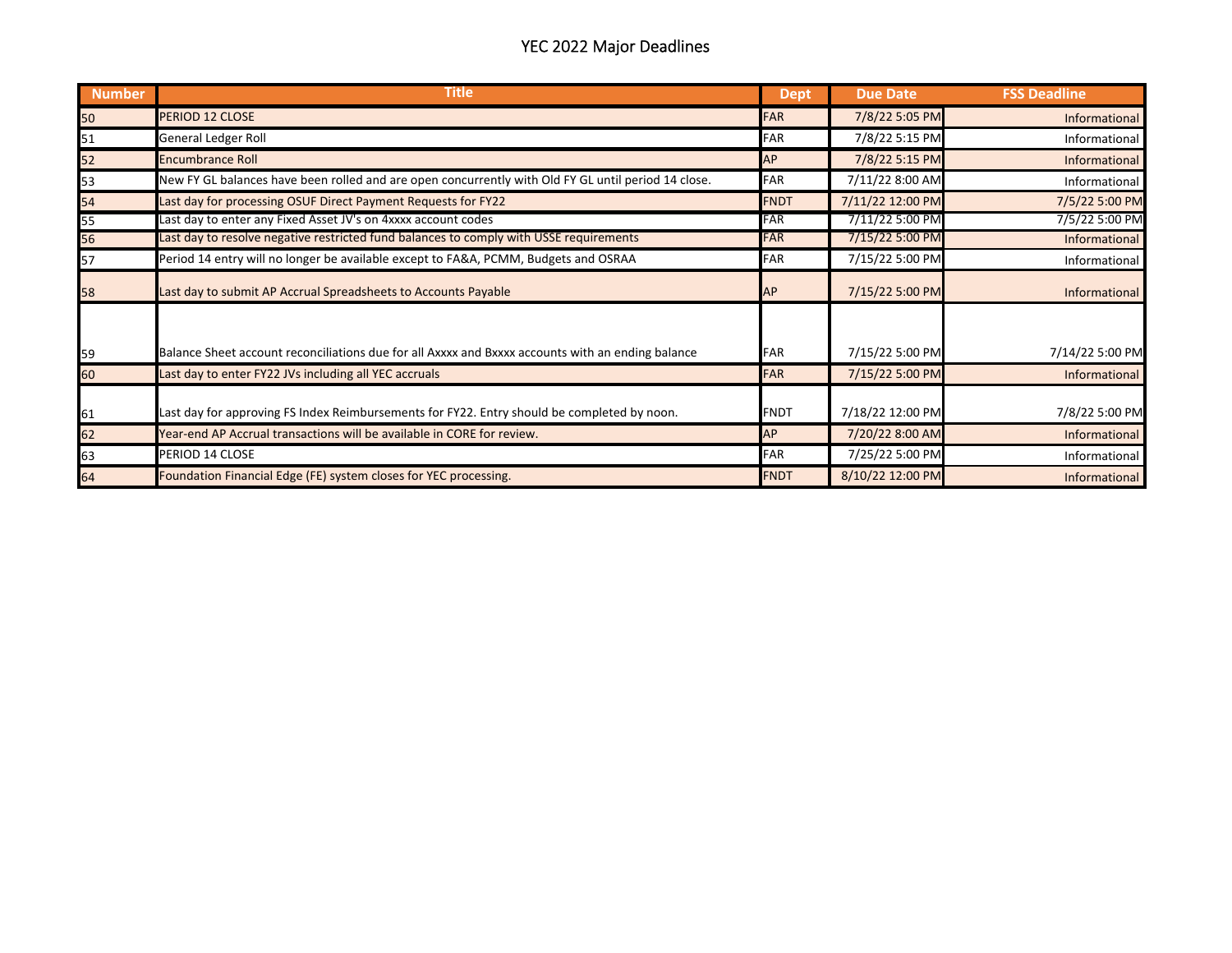# YEC 2022 Major Deadlines

| Number | Title | Dept | Due Date | FSS Deadline |
|---|---|---|---|---|
| 50 | PERIOD 12 CLOSE | FAR | 7/8/22 5:05 PM | Informational |
| 51 | General Ledger Roll | FAR | 7/8/22 5:15 PM | Informational |
| 52 | Encumbrance Roll | AP | 7/8/22 5:15 PM | Informational |
| 53 | New FY GL balances have been rolled and are open concurrently with Old FY GL until period 14 close. | FAR | 7/11/22 8:00 AM | Informational |
| 54 | Last day for processing OSUF Direct Payment Requests for FY22 | FNDT | 7/11/22 12:00 PM | 7/5/22 5:00 PM |
| 55 | Last day to enter any Fixed Asset JV's on 4xxxx account codes | FAR | 7/11/22 5:00 PM | 7/5/22 5:00 PM |
| 56 | Last day to resolve negative restricted fund balances to comply with USSE requirements | FAR | 7/15/22 5:00 PM | Informational |
| 57 | Period 14 entry will no longer be available except to FA&A, PCMM, Budgets and OSRAA | FAR | 7/15/22 5:00 PM | Informational |
| 58 | Last day to submit AP Accrual Spreadsheets to Accounts Payable | AP | 7/15/22 5:00 PM | Informational |
| 59 | Balance Sheet account reconciliations due for all Axxxx and Bxxxx accounts with an ending balance | FAR | 7/15/22 5:00 PM | 7/14/22 5:00 PM |
| 60 | Last day to enter FY22 JVs including all YEC accruals | FAR | 7/15/22 5:00 PM | Informational |
| 61 | Last day for approving FS Index Reimbursements for FY22. Entry should be completed by noon. | FNDT | 7/18/22 12:00 PM | 7/8/22 5:00 PM |
| 62 | Year-end AP Accrual transactions will be available in CORE for review. | AP | 7/20/22 8:00 AM | Informational |
| 63 | PERIOD 14 CLOSE | FAR | 7/25/22 5:00 PM | Informational |
| 64 | Foundation Financial Edge (FE) system closes for YEC processing. | FNDT | 8/10/22 12:00 PM | Informational |